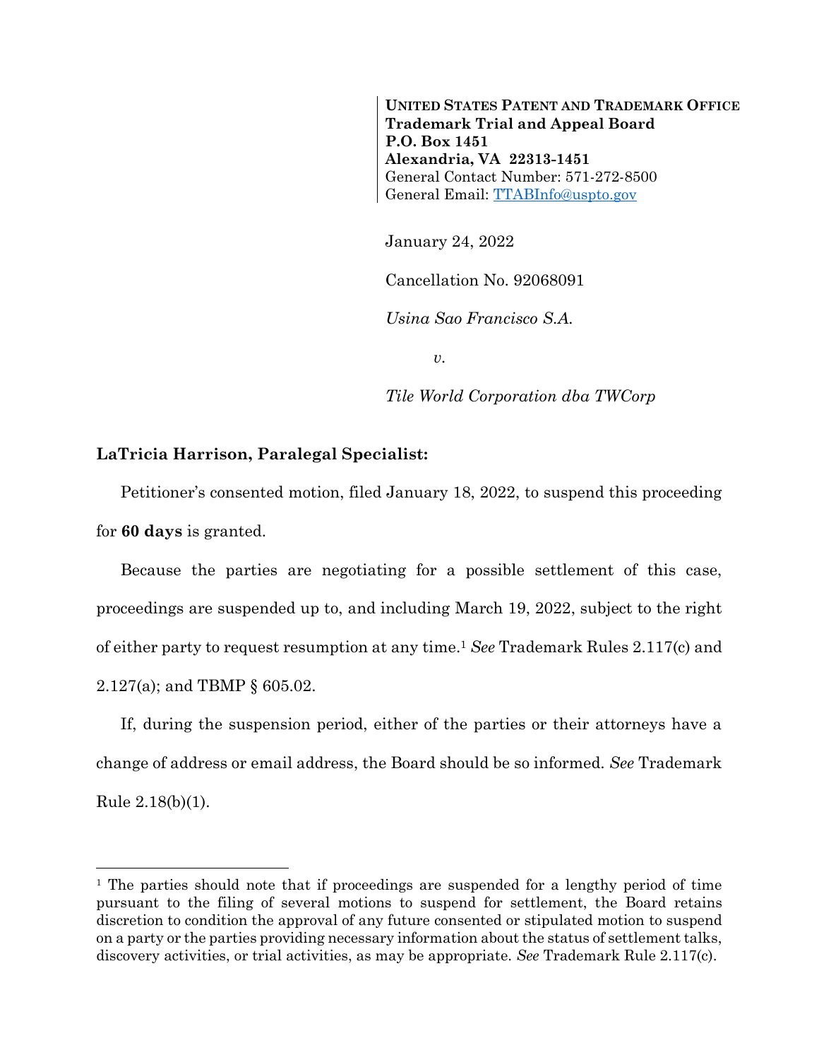**UNITED STATES PATENT AND TRADEMARK OFFICE**
**Trademark Trial and Appeal Board**
**P.O. Box 1451**
**Alexandria, VA 22313-1451**
General Contact Number: 571-272-8500
General Email: TTABInfo@uspto.gov

January 24, 2022

Cancellation No. 92068091

*Usina Sao Francisco S.A.*

*v.*

*Tile World Corporation dba TWCorp*

**LaTricia Harrison, Paralegal Specialist:**

Petitioner's consented motion, filed January 18, 2022, to suspend this proceeding for **60 days** is granted.

Because the parties are negotiating for a possible settlement of this case, proceedings are suspended up to, and including March 19, 2022, subject to the right of either party to request resumption at any time.[1] *See* Trademark Rules 2.117(c) and 2.127(a); and TBMP § 605.02.

If, during the suspension period, either of the parties or their attorneys have a change of address or email address, the Board should be so informed. *See* Trademark Rule 2.18(b)(1).

---

[1] The parties should note that if proceedings are suspended for a lengthy period of time pursuant to the filing of several motions to suspend for settlement, the Board retains discretion to condition the approval of any future consented or stipulated motion to suspend on a party or the parties providing necessary information about the status of settlement talks, discovery activities, or trial activities, as may be appropriate. *See* Trademark Rule 2.117(c).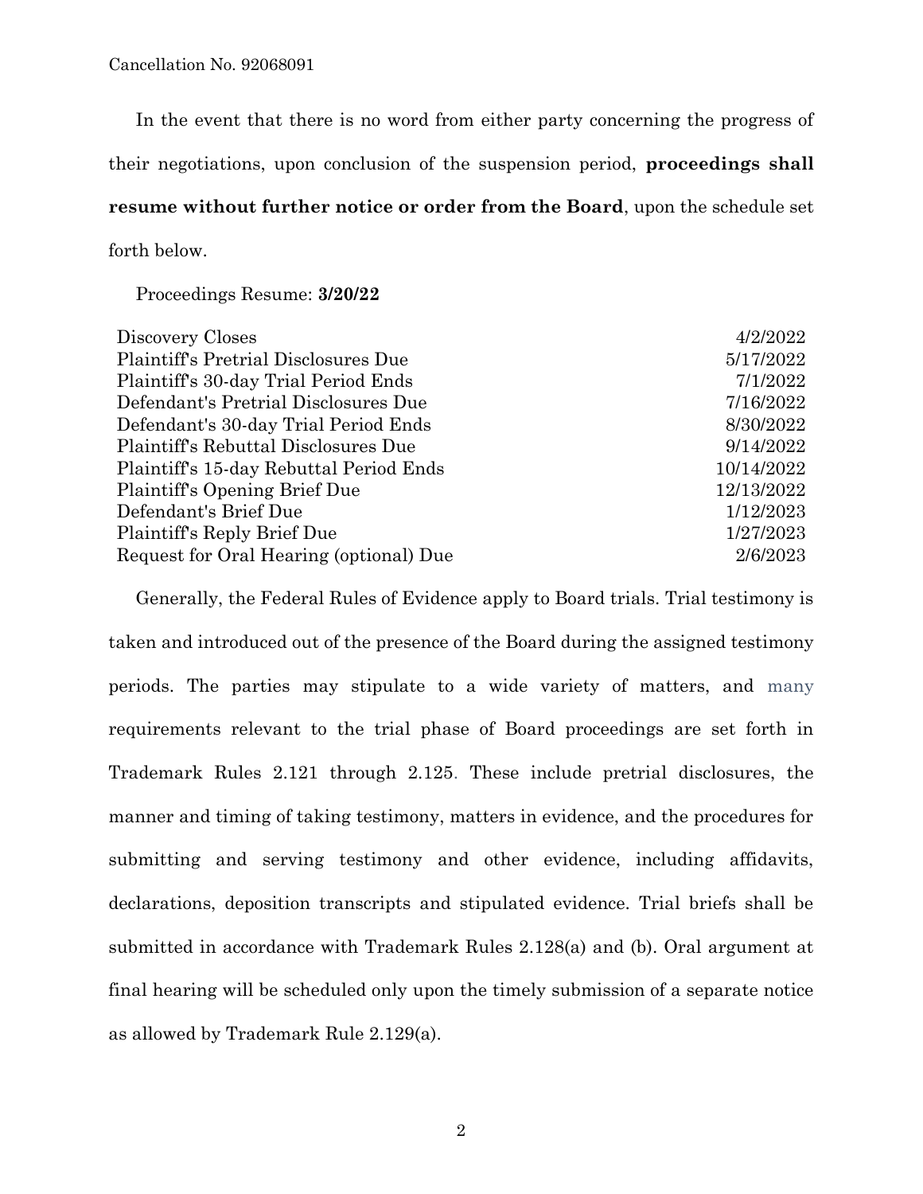In the event that there is no word from either party concerning the progress of their negotiations, upon conclusion of the suspension period, **proceedings shall resume without further notice or order from the Board**, upon the schedule set forth below.

Proceedings Resume: **3/20/22**

| | |
|---|---|
| Discovery Closes | 4/2/2022 |
| Plaintiff's Pretrial Disclosures Due | 5/17/2022 |
| Plaintiff's 30-day Trial Period Ends | 7/1/2022 |
| Defendant's Pretrial Disclosures Due | 7/16/2022 |
| Defendant's 30-day Trial Period Ends | 8/30/2022 |
| Plaintiff's Rebuttal Disclosures Due | 9/14/2022 |
| Plaintiff's 15-day Rebuttal Period Ends | 10/14/2022 |
| Plaintiff's Opening Brief Due | 12/13/2022 |
| Defendant's Brief Due | 1/12/2023 |
| Plaintiff's Reply Brief Due | 1/27/2023 |
| Request for Oral Hearing (optional) Due | 2/6/2023 |

Generally, the Federal Rules of Evidence apply to Board trials. Trial testimony is taken and introduced out of the presence of the Board during the assigned testimony periods. The parties may stipulate to a wide variety of matters, and many requirements relevant to the trial phase of Board proceedings are set forth in Trademark Rules 2.121 through 2.125. These include pretrial disclosures, the manner and timing of taking testimony, matters in evidence, and the procedures for submitting and serving testimony and other evidence, including affidavits, declarations, deposition transcripts and stipulated evidence. Trial briefs shall be submitted in accordance with Trademark Rules 2.128(a) and (b). Oral argument at final hearing will be scheduled only upon the timely submission of a separate notice as allowed by Trademark Rule 2.129(a).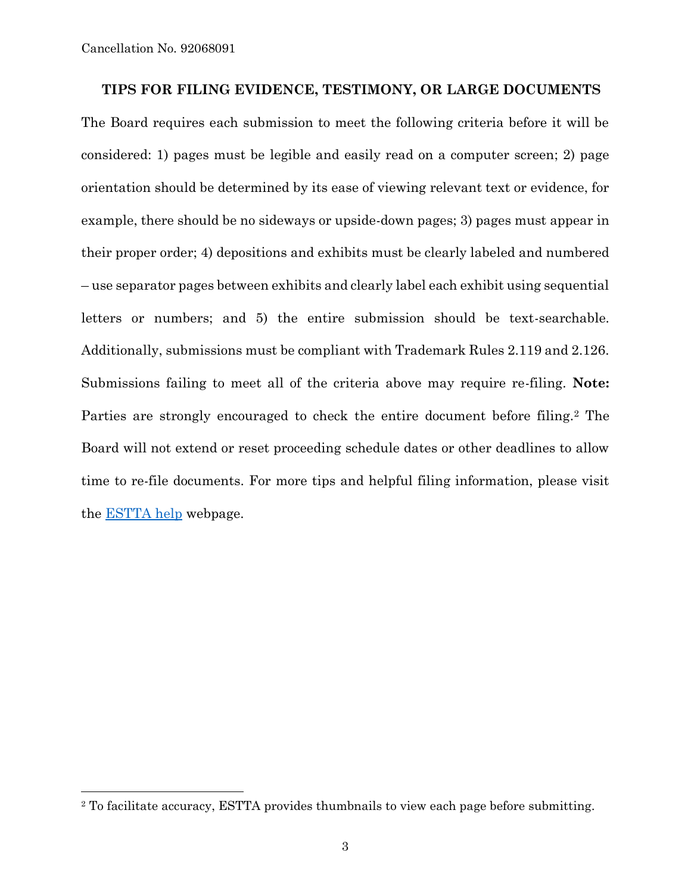**TIPS FOR FILING EVIDENCE, TESTIMONY, OR LARGE DOCUMENTS**

The Board requires each submission to meet the following criteria before it will be considered: 1) pages must be legible and easily read on a computer screen; 2) page orientation should be determined by its ease of viewing relevant text or evidence, for example, there should be no sideways or upside-down pages; 3) pages must appear in their proper order; 4) depositions and exhibits must be clearly labeled and numbered – use separator pages between exhibits and clearly label each exhibit using sequential letters or numbers; and 5) the entire submission should be text-searchable. Additionally, submissions must be compliant with Trademark Rules 2.119 and 2.126. Submissions failing to meet all of the criteria above may require re-filing. **Note:** Parties are strongly encouraged to check the entire document before filing.[2] The Board will not extend or reset proceeding schedule dates or other deadlines to allow time to re-file documents. For more tips and helpful filing information, please visit the ESTTA help webpage.

---

[2] To facilitate accuracy, ESTTA provides thumbnails to view each page before submitting.